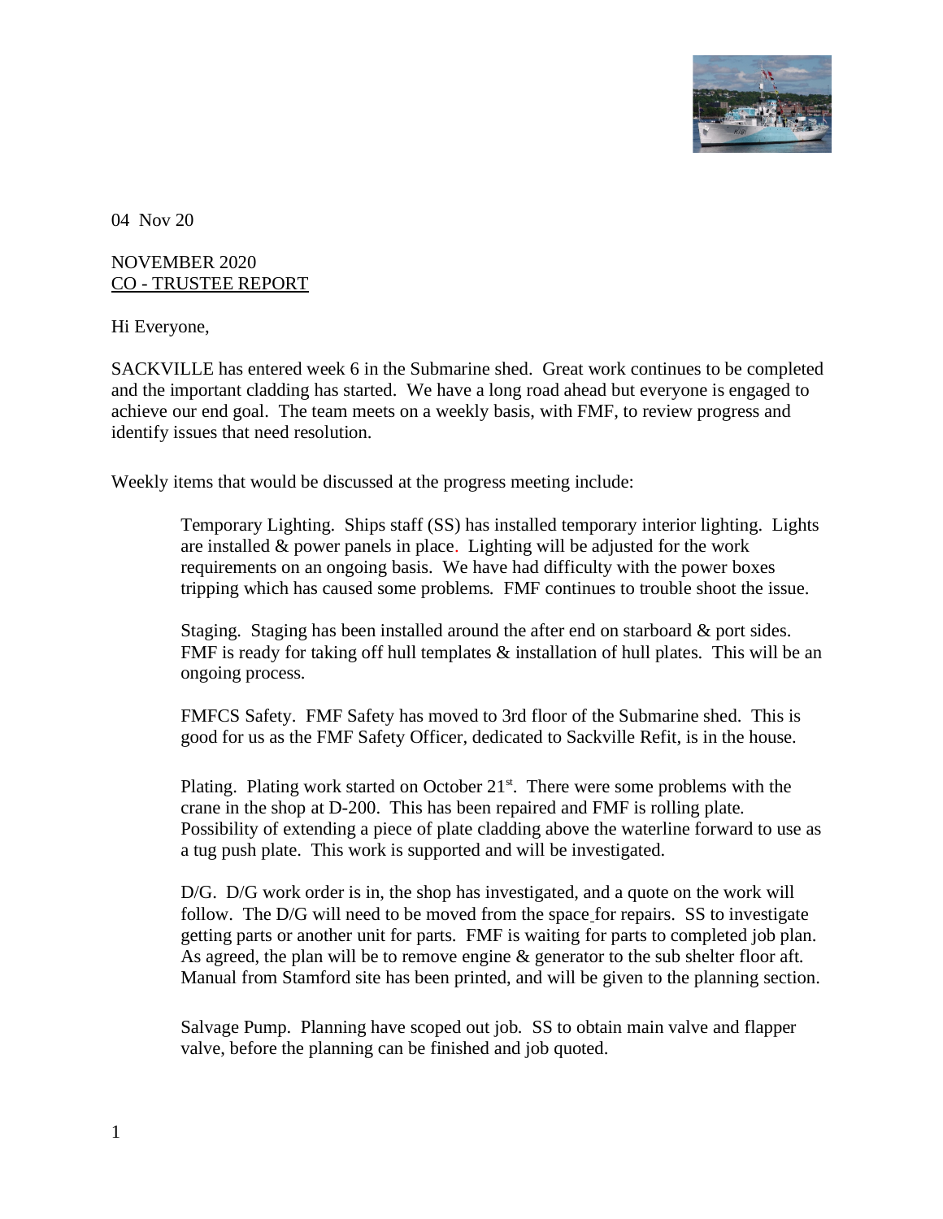04 Nov 20

NOVEMBER 2020
CO - TRUSTEE REPORT

Hi Everyone,

SACKVILLE has entered week 6 in the Submarine shed. Great work continues to be completed and the important cladding has started. We have a long road ahead but everyone is engaged to achieve our end goal. The team meets on a weekly basis, with FMF, to review progress and identify issues that need resolution.

Weekly items that would be discussed at the progress meeting include:

> Temporary Lighting. Ships staff (SS) has installed temporary interior lighting. Lights are installed & power panels in place. Lighting will be adjusted for the work requirements on an ongoing basis. We have had difficulty with the power boxes tripping which has caused some problems. FMF continues to trouble shoot the issue.
>
> Staging. Staging has been installed around the after end on starboard & port sides. FMF is ready for taking off hull templates & installation of hull plates. This will be an ongoing process.
>
> FMFCS Safety. FMF Safety has moved to 3rd floor of the Submarine shed. This is good for us as the FMF Safety Officer, dedicated to Sackville Refit, is in the house.
>
> Plating. Plating work started on October 21st. There were some problems with the crane in the shop at D-200. This has been repaired and FMF is rolling plate. Possibility of extending a piece of plate cladding above the waterline forward to use as a tug push plate. This work is supported and will be investigated.
>
> D/G. D/G work order is in, the shop has investigated, and a quote on the work will follow. The D/G will need to be moved from the space for repairs. SS to investigate getting parts or another unit for parts. FMF is waiting for parts to completed job plan. As agreed, the plan will be to remove engine & generator to the sub shelter floor aft. Manual from Stamford site has been printed, and will be given to the planning section.
>
> Salvage Pump. Planning have scoped out job. SS to obtain main valve and flapper valve, before the planning can be finished and job quoted.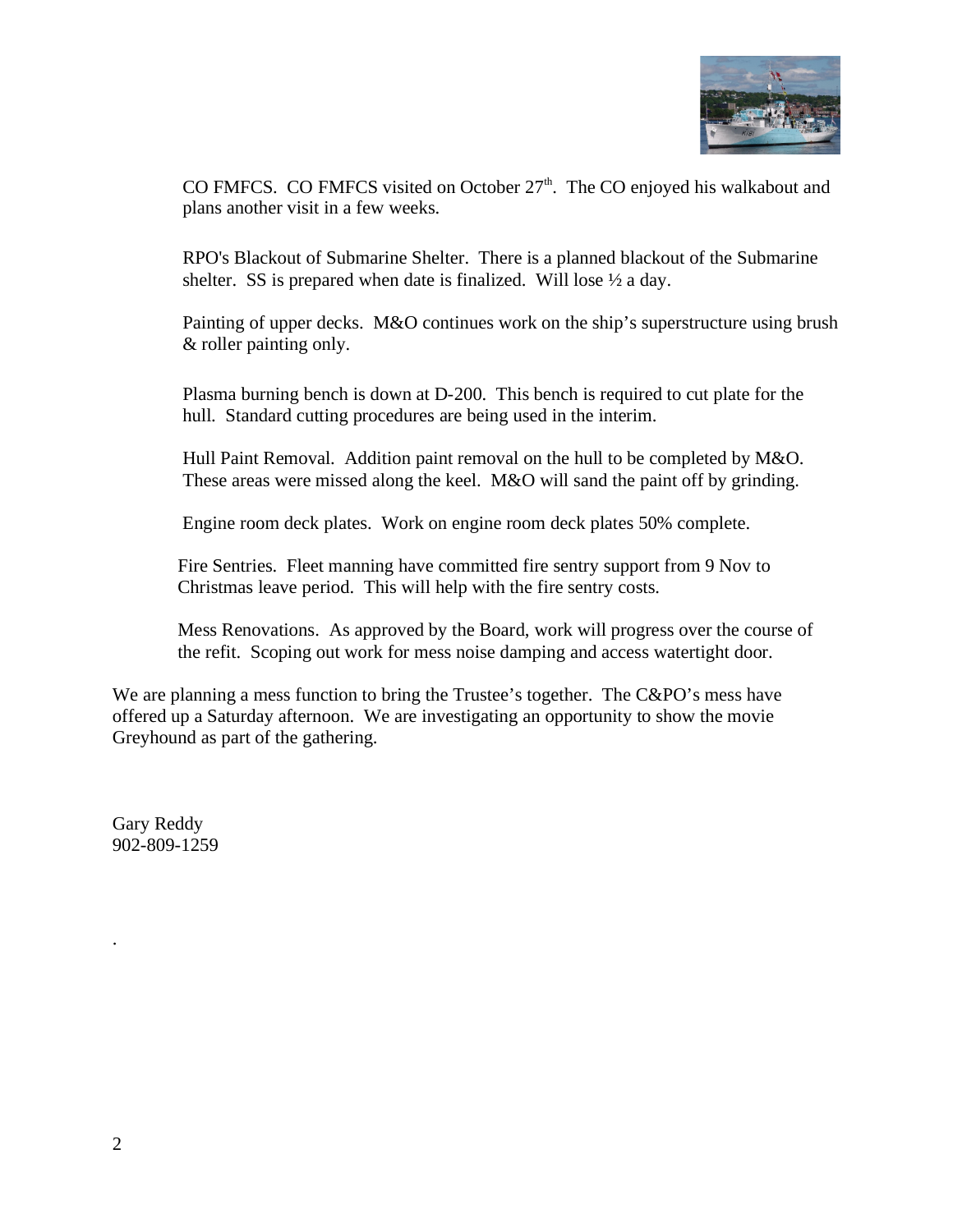CO FMFCS. CO FMFCS visited on October 27th. The CO enjoyed his walkabout and plans another visit in a few weeks.

RPO's Blackout of Submarine Shelter. There is a planned blackout of the Submarine shelter. SS is prepared when date is finalized. Will lose ½ a day.

Painting of upper decks. M&O continues work on the ship's superstructure using brush & roller painting only.

Plasma burning bench is down at D-200. This bench is required to cut plate for the hull. Standard cutting procedures are being used in the interim.

Hull Paint Removal. Addition paint removal on the hull to be completed by M&O. These areas were missed along the keel. M&O will sand the paint off by grinding.

Engine room deck plates. Work on engine room deck plates 50% complete.

Fire Sentries. Fleet manning have committed fire sentry support from 9 Nov to Christmas leave period. This will help with the fire sentry costs.

Mess Renovations. As approved by the Board, work will progress over the course of the refit. Scoping out work for mess noise damping and access watertight door.

We are planning a mess function to bring the Trustee's together. The C&PO's mess have offered up a Saturday afternoon. We are investigating an opportunity to show the movie Greyhound as part of the gathering.

Gary Reddy
902-809-1259